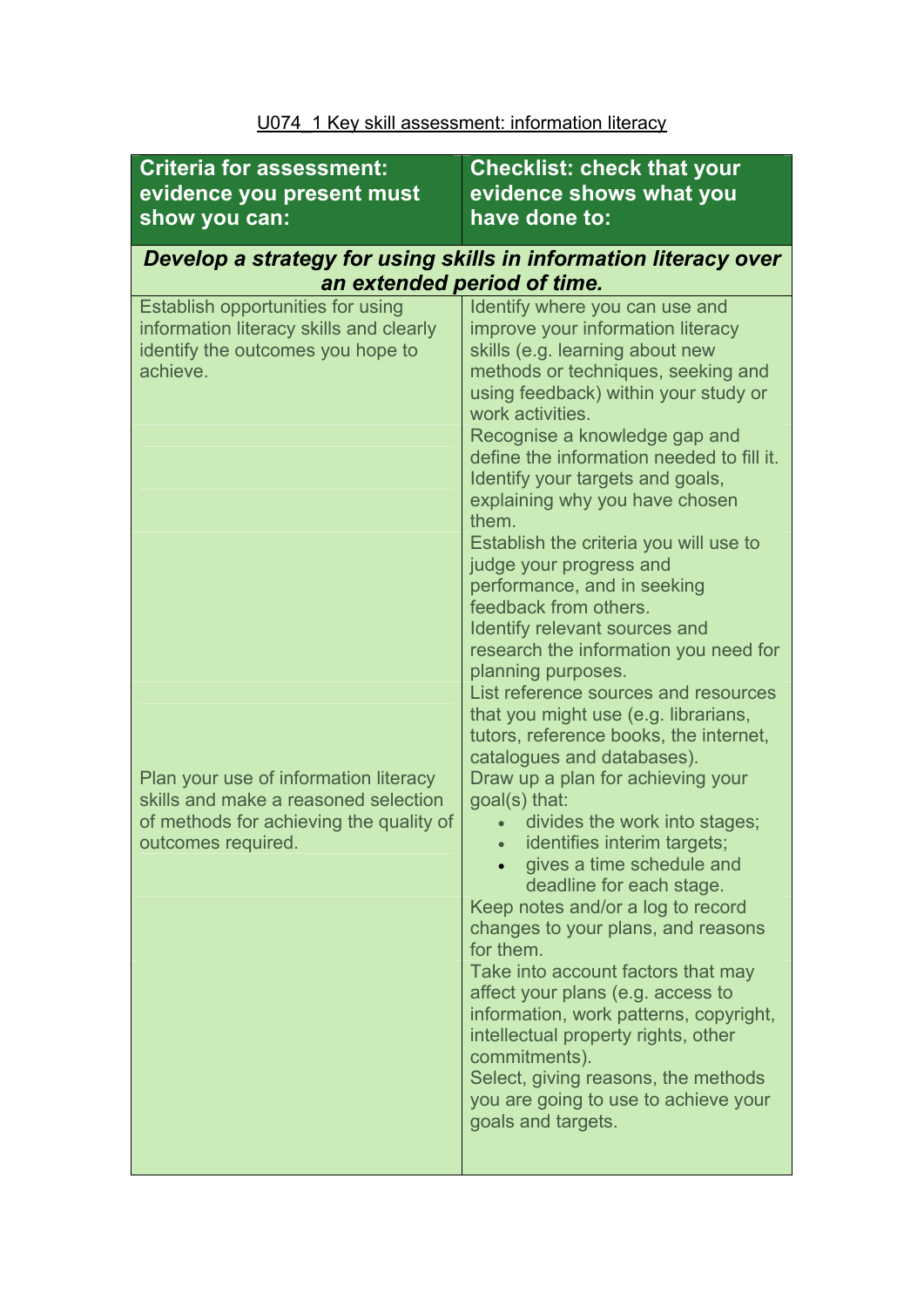U074_1 Key skill assessment: information literacy

| Criteria for assessment: evidence you present must show you can: | Checklist: check that your evidence shows what you have done to: |
|---|---|
| ***Develop a strategy for using skills in information literacy over an extended period of time.*** | |
| Establish opportunities for using information literacy skills and clearly identify the outcomes you hope to achieve. | Identify where you can use and improve your information literacy skills (e.g. learning about new methods or techniques, seeking and using feedback) within your study or work activities. |
| | Recognise a knowledge gap and define the information needed to fill it. |
| | Identify your targets and goals, explaining why you have chosen them. |
| | Establish the criteria you will use to judge your progress and performance, and in seeking feedback from others. |
| | Identify relevant sources and research the information you need for planning purposes. |
| | List reference sources and resources that you might use (e.g. librarians, tutors, reference books, the internet, catalogues and databases). |
| Plan your use of information literacy skills and make a reasoned selection of methods for achieving the quality of outcomes required. | Draw up a plan for achieving your goal(s) that: <br>• divides the work into stages; <br>• identifies interim targets; <br>• gives a time schedule and deadline for each stage. |
| | Keep notes and/or a log to record changes to your plans, and reasons for them. |
| | Take into account factors that may affect your plans (e.g. access to information, work patterns, copyright, intellectual property rights, other commitments). |
| | Select, giving reasons, the methods you are going to use to achieve your goals and targets. |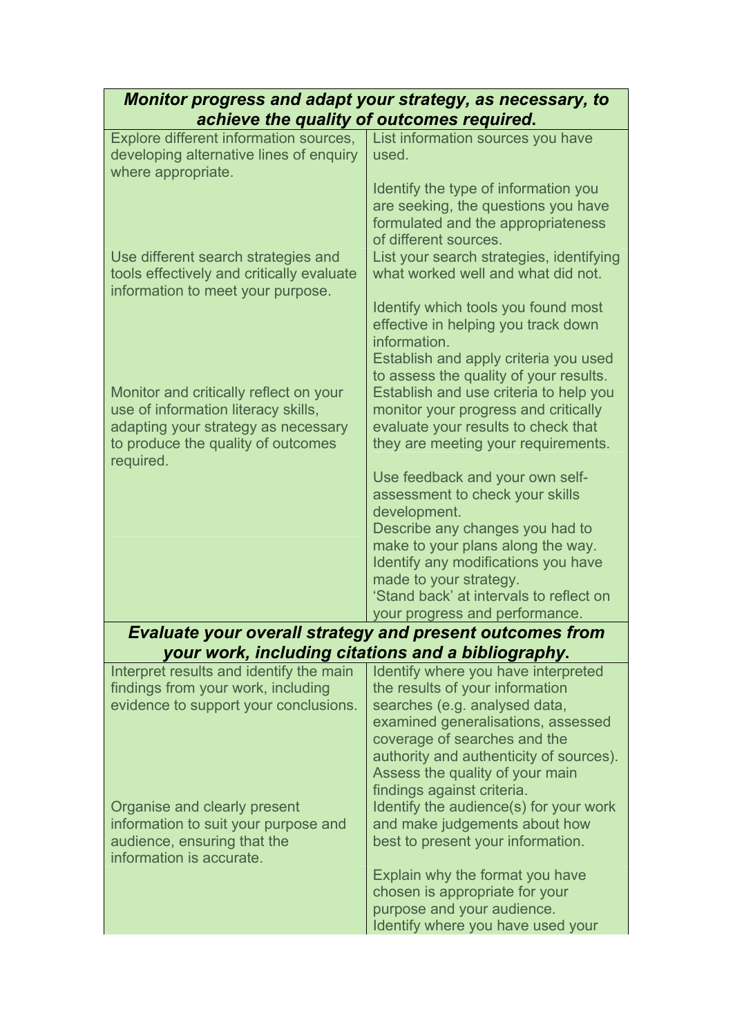| ***Monitor progress and adapt your strategy, as necessary, to achieve the quality of outcomes required.*** | |
|---|---|
| Explore different information sources, developing alternative lines of enquiry where appropriate. | List information sources you have used. |
| | Identify the type of information you are seeking, the questions you have formulated and the appropriateness of different sources. |
| Use different search strategies and tools effectively and critically evaluate information to meet your purpose. | List your search strategies, identifying what worked well and what did not. |
| | Identify which tools you found most effective in helping you track down information. |
| | Establish and apply criteria you used to assess the quality of your results. |
| Monitor and critically reflect on your use of information literacy skills, adapting your strategy as necessary to produce the quality of outcomes required. | Establish and use criteria to help you monitor your progress and critically evaluate your results to check that they are meeting your requirements. |
| | Use feedback and your own self-assessment to check your skills development. |
| | Describe any changes you had to make to your plans along the way. |
| | Identify any modifications you have made to your strategy. |
| | 'Stand back' at intervals to reflect on your progress and performance. |
| ***Evaluate your overall strategy and present outcomes from your work, including citations and a bibliography.*** | |
| Interpret results and identify the main findings from your work, including evidence to support your conclusions. | Identify where you have interpreted the results of your information searches (e.g. analysed data, examined generalisations, assessed coverage of searches and the authority and authenticity of sources). |
| | Assess the quality of your main findings against criteria. |
| Organise and clearly present information to suit your purpose and audience, ensuring that the information is accurate. | Identify the audience(s) for your work and make judgements about how best to present your information. |
| | Explain why the format you have chosen is appropriate for your purpose and your audience. |
| | Identify where you have used your |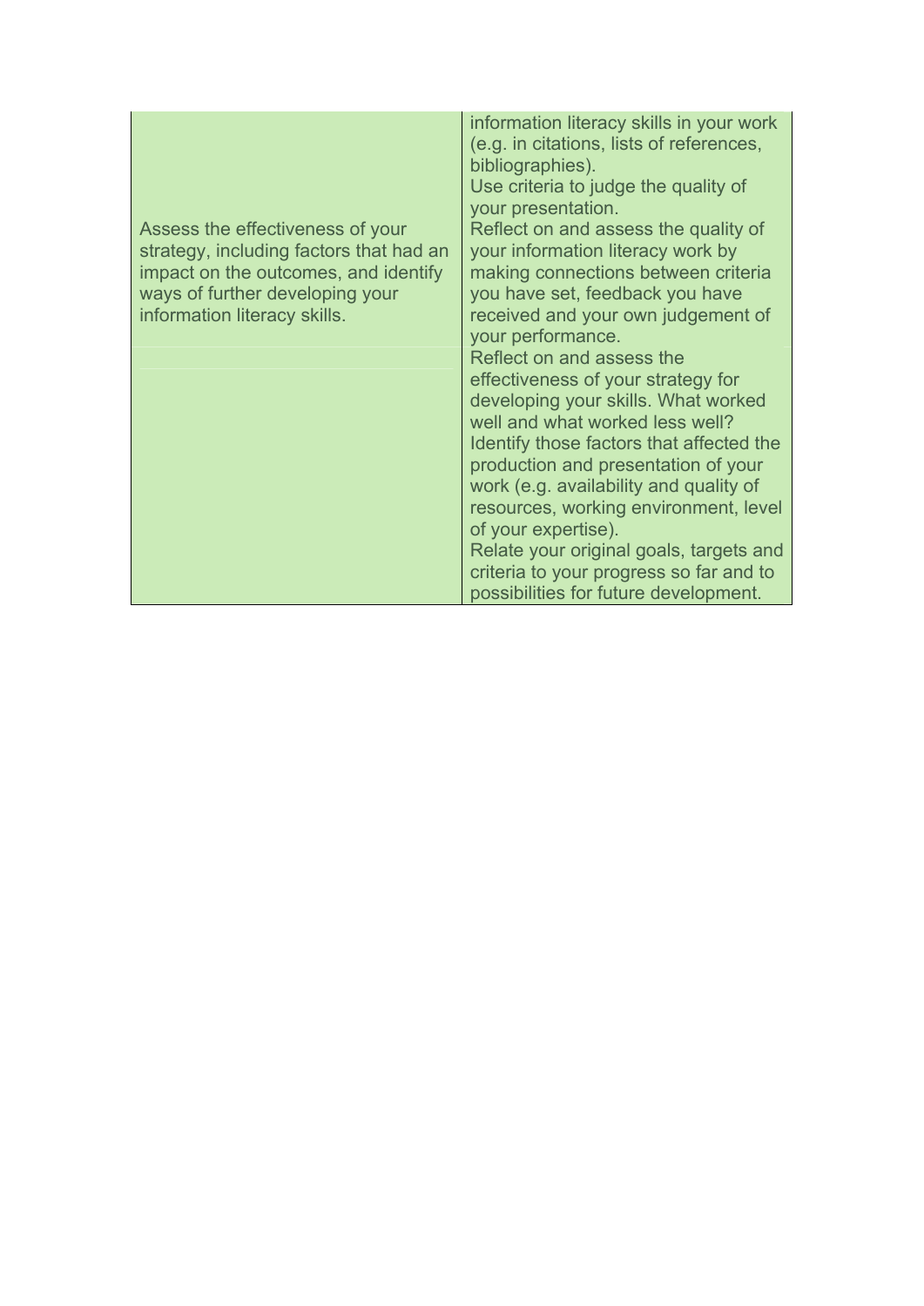| | |
|---|---|
| | information literacy skills in your work (e.g. in citations, lists of references, bibliographies).<br>Use criteria to judge the quality of your presentation. |
| Assess the effectiveness of your strategy, including factors that had an impact on the outcomes, and identify ways of further developing your information literacy skills. | Reflect on and assess the quality of your information literacy work by making connections between criteria you have set, feedback you have received and your own judgement of your performance. |
| | Reflect on and assess the effectiveness of your strategy for developing your skills. What worked well and what worked less well?<br>Identify those factors that affected the production and presentation of your work (e.g. availability and quality of resources, working environment, level of your expertise).<br>Relate your original goals, targets and criteria to your progress so far and to possibilities for future development. |